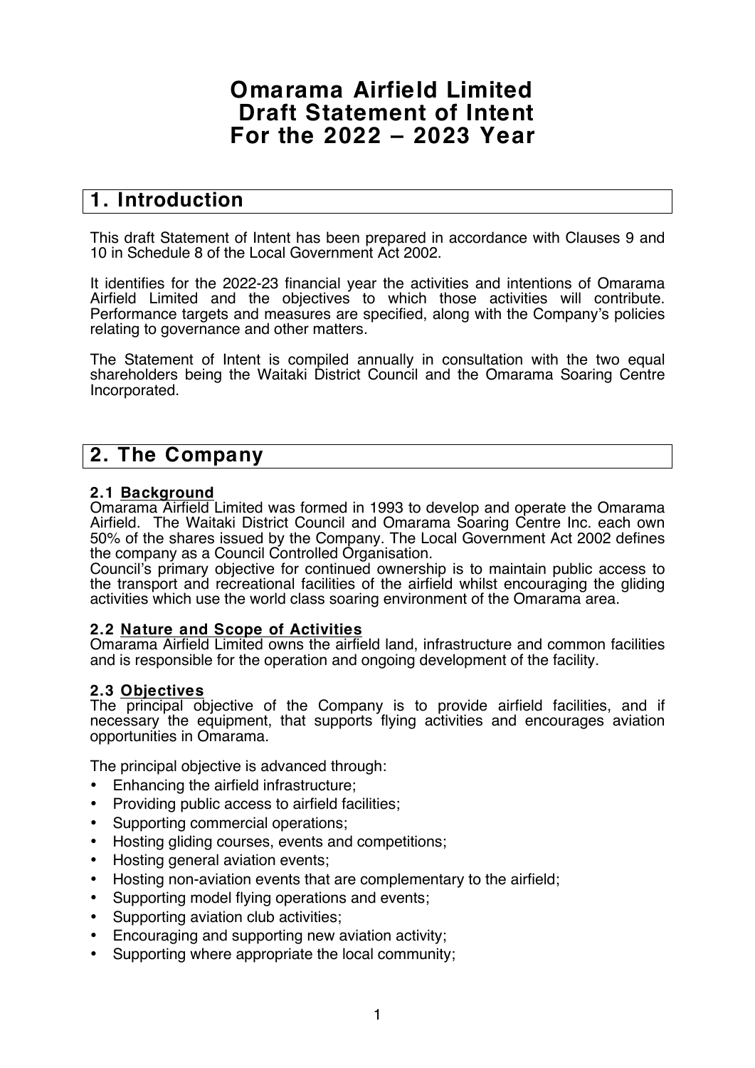# Omarama Airfield Limited
# Draft Statement of Intent
# For the 2022 – 2023 Year

## 1. Introduction

This draft Statement of Intent has been prepared in accordance with Clauses 9 and 10 in Schedule 8 of the Local Government Act 2002.

It identifies for the 2022-23 financial year the activities and intentions of Omarama Airfield Limited and the objectives to which those activities will contribute. Performance targets and measures are specified, along with the Company's policies relating to governance and other matters.

The Statement of Intent is compiled annually in consultation with the two equal shareholders being the Waitaki District Council and the Omarama Soaring Centre Incorporated.

## 2. The Company

### 2.1 Background

Omarama Airfield Limited was formed in 1993 to develop and operate the Omarama Airfield. The Waitaki District Council and Omarama Soaring Centre Inc. each own 50% of the shares issued by the Company. The Local Government Act 2002 defines the company as a Council Controlled Organisation.

Council's primary objective for continued ownership is to maintain public access to the transport and recreational facilities of the airfield whilst encouraging the gliding activities which use the world class soaring environment of the Omarama area.

### 2.2 Nature and Scope of Activities

Omarama Airfield Limited owns the airfield land, infrastructure and common facilities and is responsible for the operation and ongoing development of the facility.

### 2.3 Objectives

The principal objective of the Company is to provide airfield facilities, and if necessary the equipment, that supports flying activities and encourages aviation opportunities in Omarama.

The principal objective is advanced through:

- Enhancing the airfield infrastructure;
- Providing public access to airfield facilities;
- Supporting commercial operations;
- Hosting gliding courses, events and competitions;
- Hosting general aviation events;
- Hosting non-aviation events that are complementary to the airfield;
- Supporting model flying operations and events;
- Supporting aviation club activities;
- Encouraging and supporting new aviation activity;
- Supporting where appropriate the local community;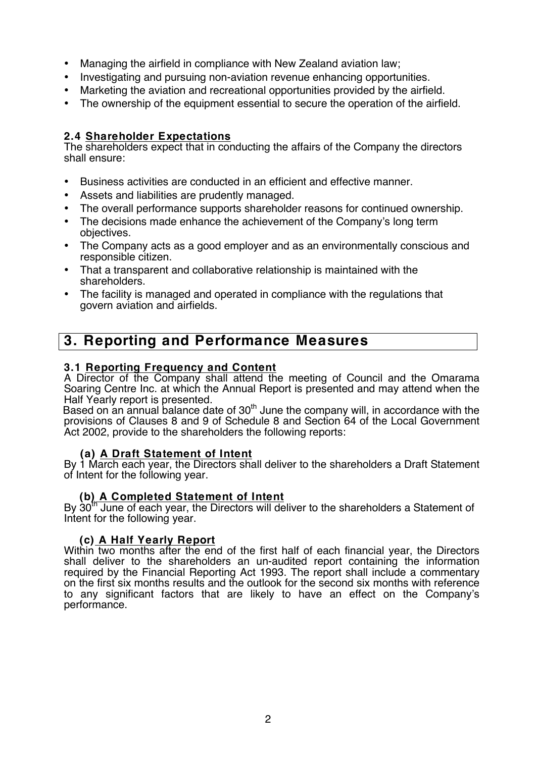- Managing the airfield in compliance with New Zealand aviation law;
- Investigating and pursuing non-aviation revenue enhancing opportunities.
- Marketing the aviation and recreational opportunities provided by the airfield.
- The ownership of the equipment essential to secure the operation of the airfield.

### 2.4 Shareholder Expectations

The shareholders expect that in conducting the affairs of the Company the directors shall ensure:

- Business activities are conducted in an efficient and effective manner.
- Assets and liabilities are prudently managed.
- The overall performance supports shareholder reasons for continued ownership.
- The decisions made enhance the achievement of the Company's long term objectives.
- The Company acts as a good employer and as an environmentally conscious and responsible citizen.
- That a transparent and collaborative relationship is maintained with the shareholders.
- The facility is managed and operated in compliance with the regulations that govern aviation and airfields.

## 3. Reporting and Performance Measures

### 3.1 Reporting Frequency and Content

A Director of the Company shall attend the meeting of Council and the Omarama Soaring Centre Inc. at which the Annual Report is presented and may attend when the Half Yearly report is presented.

Based on an annual balance date of 30th June the company will, in accordance with the provisions of Clauses 8 and 9 of Schedule 8 and Section 64 of the Local Government Act 2002, provide to the shareholders the following reports:

#### (a) A Draft Statement of Intent

By 1 March each year, the Directors shall deliver to the shareholders a Draft Statement of Intent for the following year.

#### (b) A Completed Statement of Intent

By 30th June of each year, the Directors will deliver to the shareholders a Statement of Intent for the following year.

#### (c) A Half Yearly Report

Within two months after the end of the first half of each financial year, the Directors shall deliver to the shareholders an un-audited report containing the information required by the Financial Reporting Act 1993. The report shall include a commentary on the first six months results and the outlook for the second six months with reference to any significant factors that are likely to have an effect on the Company's performance.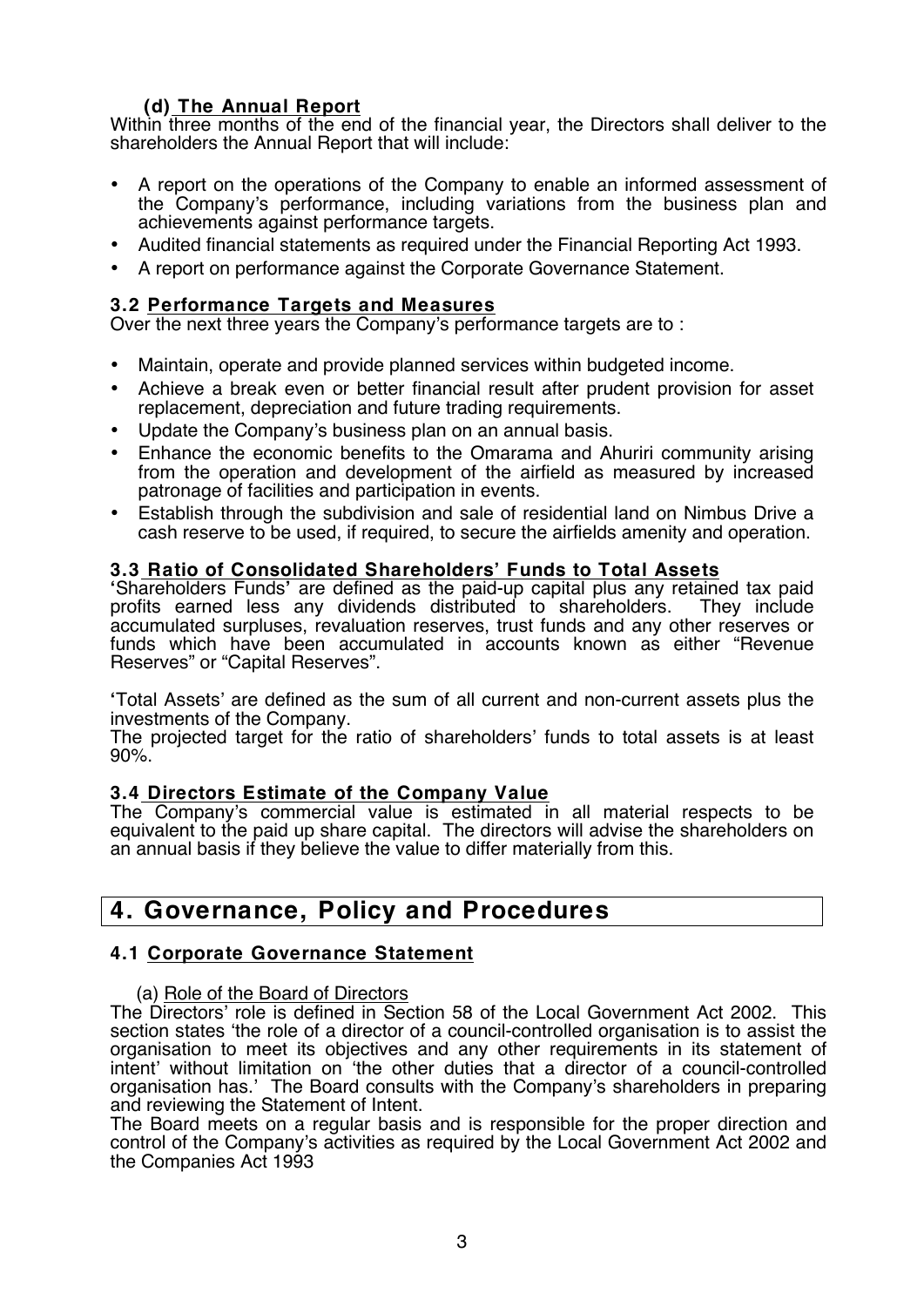### (d) The Annual Report

Within three months of the end of the financial year, the Directors shall deliver to the shareholders the Annual Report that will include:

- A report on the operations of the Company to enable an informed assessment of the Company's performance, including variations from the business plan and achievements against performance targets.
- Audited financial statements as required under the Financial Reporting Act 1993.
- A report on performance against the Corporate Governance Statement.

### 3.2 Performance Targets and Measures

Over the next three years the Company's performance targets are to :

- Maintain, operate and provide planned services within budgeted income.
- Achieve a break even or better financial result after prudent provision for asset replacement, depreciation and future trading requirements.
- Update the Company's business plan on an annual basis.
- Enhance the economic benefits to the Omarama and Ahuriri community arising from the operation and development of the airfield as measured by increased patronage of facilities and participation in events.
- Establish through the subdivision and sale of residential land on Nimbus Drive a cash reserve to be used, if required, to secure the airfields amenity and operation.

### 3.3 Ratio of Consolidated Shareholders' Funds to Total Assets

'Shareholders Funds' are defined as the paid-up capital plus any retained tax paid profits earned less any dividends distributed to shareholders. They include accumulated surpluses, revaluation reserves, trust funds and any other reserves or funds which have been accumulated in accounts known as either "Revenue Reserves" or "Capital Reserves".

'Total Assets' are defined as the sum of all current and non-current assets plus the investments of the Company.
The projected target for the ratio of shareholders' funds to total assets is at least 90%.

### 3.4 Directors Estimate of the Company Value

The Company's commercial value is estimated in all material respects to be equivalent to the paid up share capital. The directors will advise the shareholders on an annual basis if they believe the value to differ materially from this.

## 4. Governance, Policy and Procedures

### 4.1 Corporate Governance Statement

(a) Role of the Board of Directors

The Directors' role is defined in Section 58 of the Local Government Act 2002. This section states 'the role of a director of a council-controlled organisation is to assist the organisation to meet its objectives and any other requirements in its statement of intent' without limitation on 'the other duties that a director of a council-controlled organisation has.' The Board consults with the Company's shareholders in preparing and reviewing the Statement of Intent.
The Board meets on a regular basis and is responsible for the proper direction and control of the Company's activities as required by the Local Government Act 2002 and the Companies Act 1993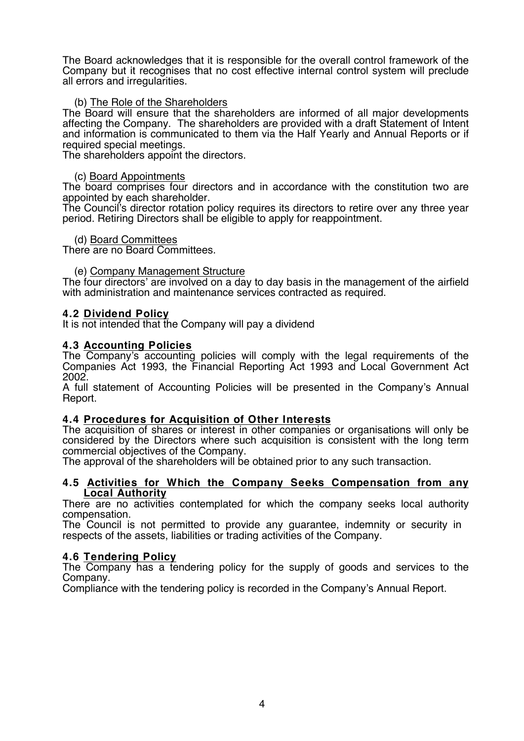The Board acknowledges that it is responsible for the overall control framework of the Company but it recognises that no cost effective internal control system will preclude all errors and irregularities.

(b) The Role of the Shareholders

The Board will ensure that the shareholders are informed of all major developments affecting the Company. The shareholders are provided with a draft Statement of Intent and information is communicated to them via the Half Yearly and Annual Reports or if required special meetings.

The shareholders appoint the directors.

(c) Board Appointments

The board comprises four directors and in accordance with the constitution two are appointed by each shareholder.

The Council's director rotation policy requires its directors to retire over any three year period. Retiring Directors shall be eligible to apply for reappointment.

(d) Board Committees

There are no Board Committees.

(e) Company Management Structure

The four directors' are involved on a day to day basis in the management of the airfield with administration and maintenance services contracted as required.

## 4.2 Dividend Policy

It is not intended that the Company will pay a dividend

## 4.3 Accounting Policies

The Company's accounting policies will comply with the legal requirements of the Companies Act 1993, the Financial Reporting Act 1993 and Local Government Act 2002.

A full statement of Accounting Policies will be presented in the Company's Annual Report.

## 4.4 Procedures for Acquisition of Other Interests

The acquisition of shares or interest in other companies or organisations will only be considered by the Directors where such acquisition is consistent with the long term commercial objectives of the Company.

The approval of the shareholders will be obtained prior to any such transaction.

## 4.5 Activities for Which the Company Seeks Compensation from any Local Authority

There are no activities contemplated for which the company seeks local authority compensation.

The Council is not permitted to provide any guarantee, indemnity or security in respects of the assets, liabilities or trading activities of the Company.

## 4.6 Tendering Policy

The Company has a tendering policy for the supply of goods and services to the Company.

Compliance with the tendering policy is recorded in the Company's Annual Report.